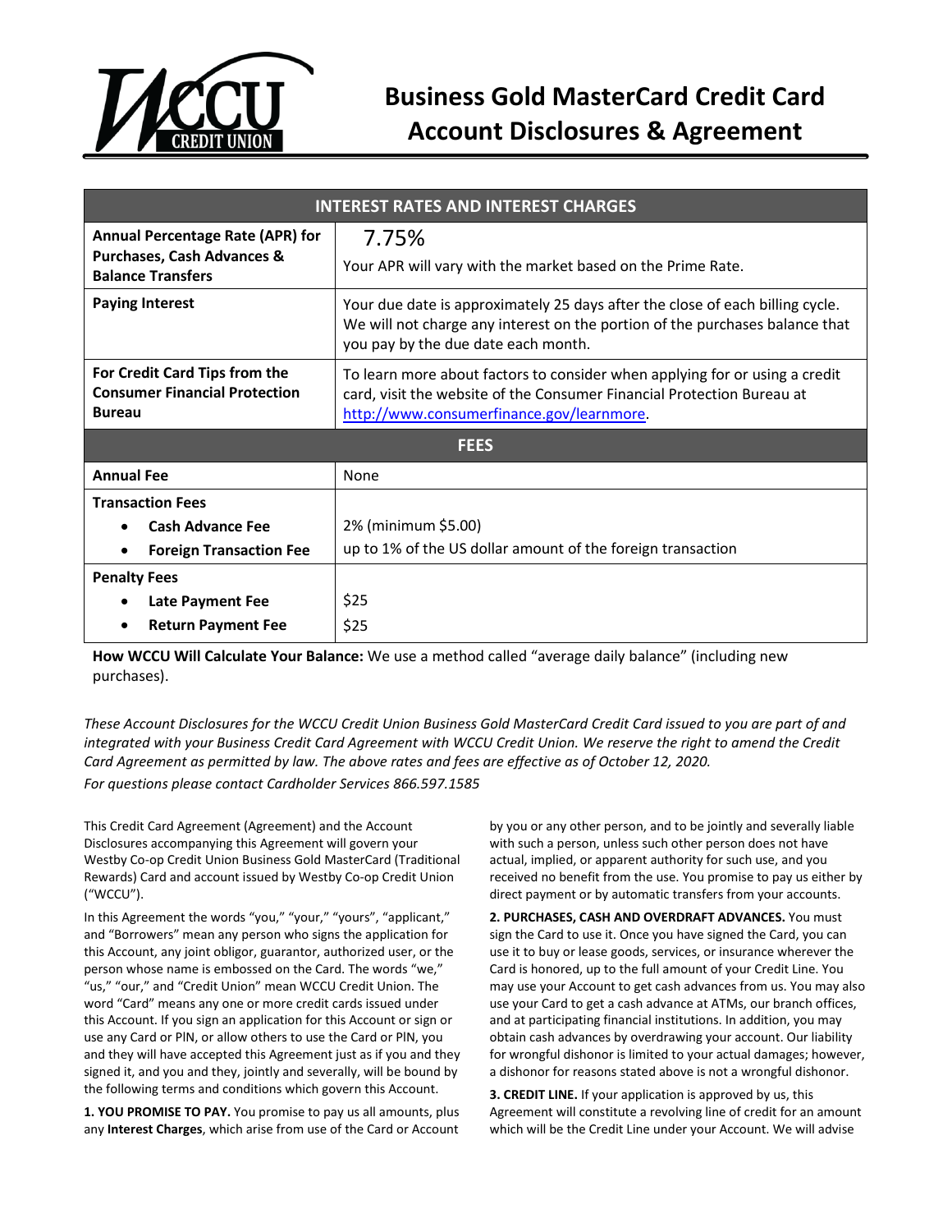# Business Gold MasterCard Credit Card Account Disclosures & Agreement

| INTEREST RATES AND INTEREST CHARGES | |
|---|---|
| **Annual Percentage Rate (APR) for Purchases, Cash Advances & Balance Transfers** | 7.75%<br>Your APR will vary with the market based on the Prime Rate. |
| **Paying Interest** | Your due date is approximately 25 days after the close of each billing cycle. We will not charge any interest on the portion of the purchases balance that you pay by the due date each month. |
| **For Credit Card Tips from the Consumer Financial Protection Bureau** | To learn more about factors to consider when applying for or using a credit card, visit the website of the Consumer Financial Protection Bureau at http://www.consumerfinance.gov/learnmore. |
| **FEES** | |
| **Annual Fee** | None |
| **Transaction Fees** | |
| • **Cash Advance Fee** | 2% (minimum $5.00) |
| • **Foreign Transaction Fee** | up to 1% of the US dollar amount of the foreign transaction |
| **Penalty Fees** | |
| • **Late Payment Fee** | $25 |
| • **Return Payment Fee** | $25 |

**How WCCU Will Calculate Your Balance:** We use a method called "average daily balance" (including new purchases).

*These Account Disclosures for the WCCU Credit Union Business Gold MasterCard Credit Card issued to you are part of and integrated with your Business Credit Card Agreement with WCCU Credit Union. We reserve the right to amend the Credit Card Agreement as permitted by law. The above rates and fees are effective as of October 12, 2020.*

*For questions please contact Cardholder Services 866.597.1585*

This Credit Card Agreement (Agreement) and the Account Disclosures accompanying this Agreement will govern your Westby Co-op Credit Union Business Gold MasterCard (Traditional Rewards) Card and account issued by Westby Co-op Credit Union ("WCCU").

In this Agreement the words "you," "your," "yours", "applicant," and "Borrowers" mean any person who signs the application for this Account, any joint obligor, guarantor, authorized user, or the person whose name is embossed on the Card. The words "we," "us," "our," and "Credit Union" mean WCCU Credit Union. The word "Card" means any one or more credit cards issued under this Account. If you sign an application for this Account or sign or use any Card or PIN, or allow others to use the Card or PIN, you and they will have accepted this Agreement just as if you and they signed it, and you and they, jointly and severally, will be bound by the following terms and conditions which govern this Account.

**1. YOU PROMISE TO PAY.** You promise to pay us all amounts, plus any **Interest Charges**, which arise from use of the Card or Account by you or any other person, and to be jointly and severally liable with such a person, unless such other person does not have actual, implied, or apparent authority for such use, and you received no benefit from the use. You promise to pay us either by direct payment or by automatic transfers from your accounts.

**2. PURCHASES, CASH AND OVERDRAFT ADVANCES.** You must sign the Card to use it. Once you have signed the Card, you can use it to buy or lease goods, services, or insurance wherever the Card is honored, up to the full amount of your Credit Line. You may use your Account to get cash advances from us. You may also use your Card to get a cash advance at ATMs, our branch offices, and at participating financial institutions. In addition, you may obtain cash advances by overdrawing your account. Our liability for wrongful dishonor is limited to your actual damages; however, a dishonor for reasons stated above is not a wrongful dishonor.

**3. CREDIT LINE.** If your application is approved by us, this Agreement will constitute a revolving line of credit for an amount which will be the Credit Line under your Account. We will advise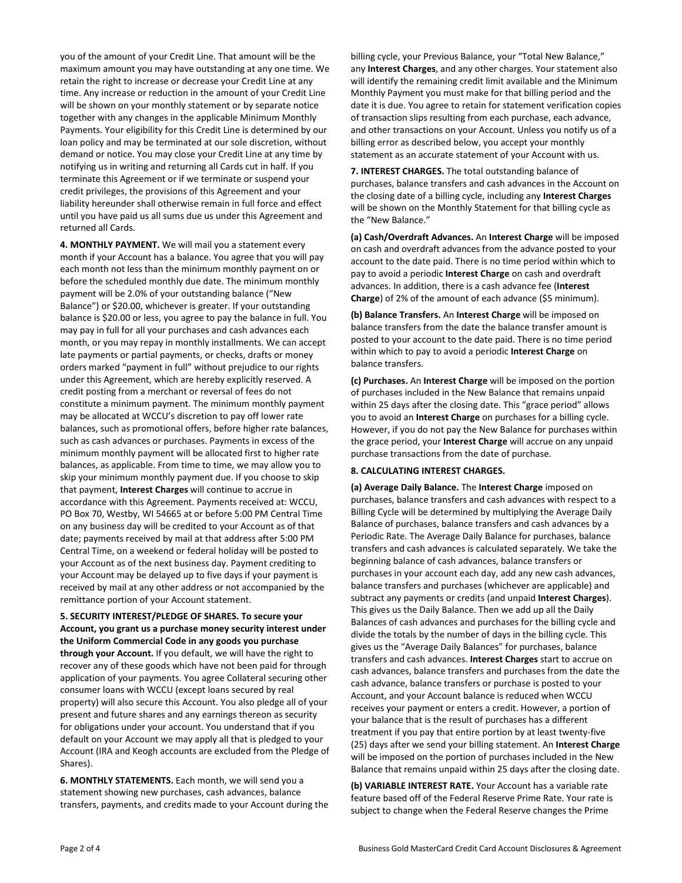you of the amount of your Credit Line. That amount will be the maximum amount you may have outstanding at any one time. We retain the right to increase or decrease your Credit Line at any time. Any increase or reduction in the amount of your Credit Line will be shown on your monthly statement or by separate notice together with any changes in the applicable Minimum Monthly Payments. Your eligibility for this Credit Line is determined by our loan policy and may be terminated at our sole discretion, without demand or notice. You may close your Credit Line at any time by notifying us in writing and returning all Cards cut in half. If you terminate this Agreement or if we terminate or suspend your credit privileges, the provisions of this Agreement and your liability hereunder shall otherwise remain in full force and effect until you have paid us all sums due us under this Agreement and returned all Cards.

**4. MONTHLY PAYMENT.** We will mail you a statement every month if your Account has a balance. You agree that you will pay each month not less than the minimum monthly payment on or before the scheduled monthly due date. The minimum monthly payment will be 2.0% of your outstanding balance ("New Balance") or $20.00, whichever is greater. If your outstanding balance is $20.00 or less, you agree to pay the balance in full. You may pay in full for all your purchases and cash advances each month, or you may repay in monthly installments. We can accept late payments or partial payments, or checks, drafts or money orders marked "payment in full" without prejudice to our rights under this Agreement, which are hereby explicitly reserved. A credit posting from a merchant or reversal of fees do not constitute a minimum payment. The minimum monthly payment may be allocated at WCCU's discretion to pay off lower rate balances, such as promotional offers, before higher rate balances, such as cash advances or purchases. Payments in excess of the minimum monthly payment will be allocated first to higher rate balances, as applicable. From time to time, we may allow you to skip your minimum monthly payment due. If you choose to skip that payment, **Interest Charges** will continue to accrue in accordance with this Agreement. Payments received at: WCCU, PO Box 70, Westby, WI 54665 at or before 5:00 PM Central Time on any business day will be credited to your Account as of that date; payments received by mail at that address after 5:00 PM Central Time, on a weekend or federal holiday will be posted to your Account as of the next business day. Payment crediting to your Account may be delayed up to five days if your payment is received by mail at any other address or not accompanied by the remittance portion of your Account statement.

**5. SECURITY INTEREST/PLEDGE OF SHARES. To secure your Account, you grant us a purchase money security interest under the Uniform Commercial Code in any goods you purchase through your Account.** If you default, we will have the right to recover any of these goods which have not been paid for through application of your payments. You agree Collateral securing other consumer loans with WCCU (except loans secured by real property) will also secure this Account. You also pledge all of your present and future shares and any earnings thereon as security for obligations under your account. You understand that if you default on your Account we may apply all that is pledged to your Account (IRA and Keogh accounts are excluded from the Pledge of Shares).

**6. MONTHLY STATEMENTS.** Each month, we will send you a statement showing new purchases, cash advances, balance transfers, payments, and credits made to your Account during the billing cycle, your Previous Balance, your "Total New Balance," any **Interest Charges**, and any other charges. Your statement also will identify the remaining credit limit available and the Minimum Monthly Payment you must make for that billing period and the date it is due. You agree to retain for statement verification copies of transaction slips resulting from each purchase, each advance, and other transactions on your Account. Unless you notify us of a billing error as described below, you accept your monthly statement as an accurate statement of your Account with us.

**7. INTEREST CHARGES.** The total outstanding balance of purchases, balance transfers and cash advances in the Account on the closing date of a billing cycle, including any **Interest Charges** will be shown on the Monthly Statement for that billing cycle as the "New Balance."

**(a) Cash/Overdraft Advances.** An **Interest Charge** will be imposed on cash and overdraft advances from the advance posted to your account to the date paid. There is no time period within which to pay to avoid a periodic **Interest Charge** on cash and overdraft advances. In addition, there is a cash advance fee (**Interest Charge**) of 2% of the amount of each advance ($5 minimum).

**(b) Balance Transfers.** An **Interest Charge** will be imposed on balance transfers from the date the balance transfer amount is posted to your account to the date paid. There is no time period within which to pay to avoid a periodic **Interest Charge** on balance transfers.

**(c) Purchases.** An **Interest Charge** will be imposed on the portion of purchases included in the New Balance that remains unpaid within 25 days after the closing date. This "grace period" allows you to avoid an **Interest Charge** on purchases for a billing cycle. However, if you do not pay the New Balance for purchases within the grace period, your **Interest Charge** will accrue on any unpaid purchase transactions from the date of purchase.

**8. CALCULATING INTEREST CHARGES.**

**(a) Average Daily Balance.** The **Interest Charge** imposed on purchases, balance transfers and cash advances with respect to a Billing Cycle will be determined by multiplying the Average Daily Balance of purchases, balance transfers and cash advances by a Periodic Rate. The Average Daily Balance for purchases, balance transfers and cash advances is calculated separately. We take the beginning balance of cash advances, balance transfers or purchases in your account each day, add any new cash advances, balance transfers and purchases (whichever are applicable) and subtract any payments or credits (and unpaid **Interest Charges**). This gives us the Daily Balance. Then we add up all the Daily Balances of cash advances and purchases for the billing cycle and divide the totals by the number of days in the billing cycle. This gives us the "Average Daily Balances" for purchases, balance transfers and cash advances. **Interest Charges** start to accrue on cash advances, balance transfers and purchases from the date the cash advance, balance transfers or purchase is posted to your Account, and your Account balance is reduced when WCCU receives your payment or enters a credit. However, a portion of your balance that is the result of purchases has a different treatment if you pay that entire portion by at least twenty-five (25) days after we send your billing statement. An **Interest Charge** will be imposed on the portion of purchases included in the New Balance that remains unpaid within 25 days after the closing date.

**(b) VARIABLE INTEREST RATE.** Your Account has a variable rate feature based off of the Federal Reserve Prime Rate. Your rate is subject to change when the Federal Reserve changes the Prime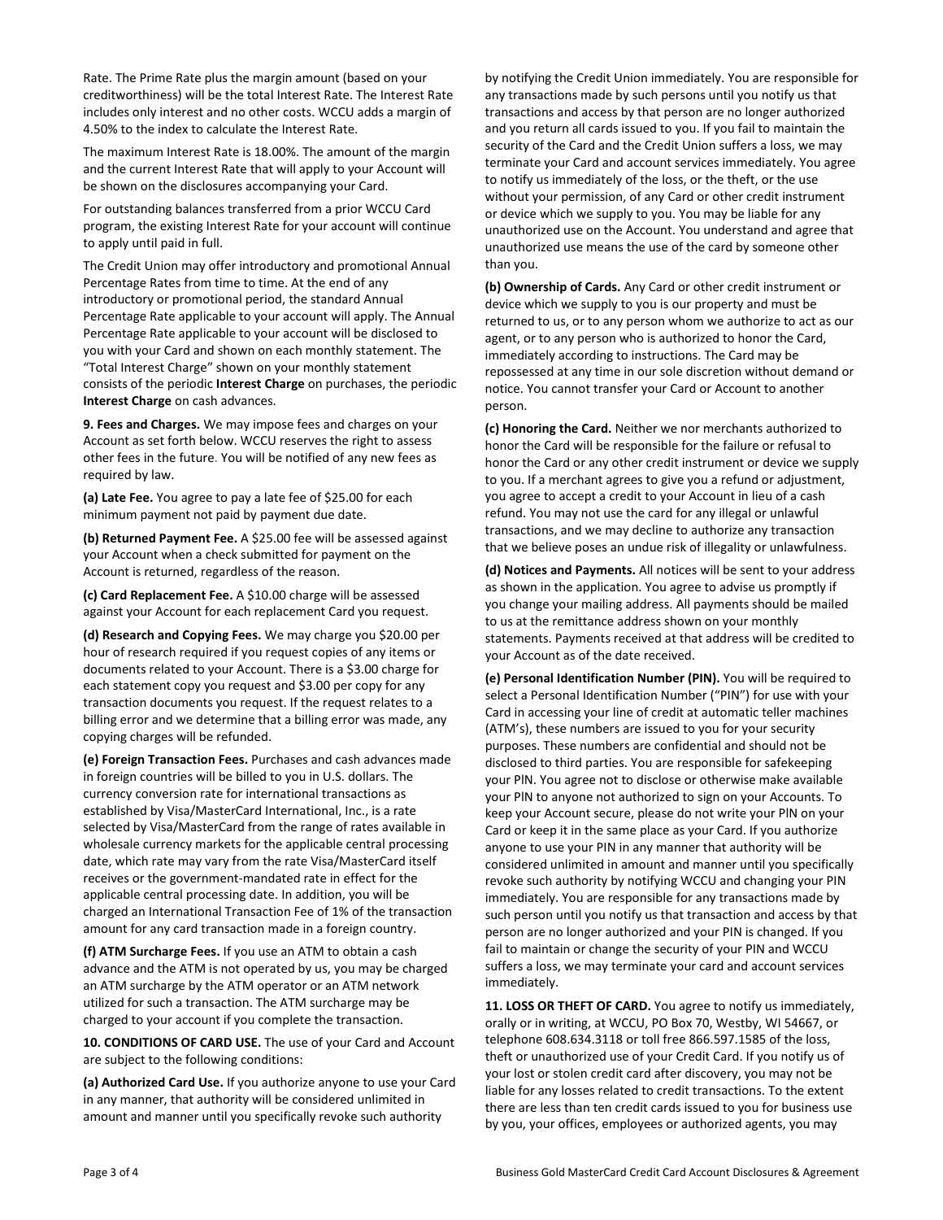Rate. The Prime Rate plus the margin amount (based on your creditworthiness) will be the total Interest Rate. The Interest Rate includes only interest and no other costs. WCCU adds a margin of 4.50% to the index to calculate the Interest Rate.

The maximum Interest Rate is 18.00%. The amount of the margin and the current Interest Rate that will apply to your Account will be shown on the disclosures accompanying your Card.

For outstanding balances transferred from a prior WCCU Card program, the existing Interest Rate for your account will continue to apply until paid in full.

The Credit Union may offer introductory and promotional Annual Percentage Rates from time to time. At the end of any introductory or promotional period, the standard Annual Percentage Rate applicable to your account will apply. The Annual Percentage Rate applicable to your account will be disclosed to you with your Card and shown on each monthly statement. The "Total Interest Charge" shown on your monthly statement consists of the periodic **Interest Charge** on purchases, the periodic **Interest Charge** on cash advances.

**9. Fees and Charges.** We may impose fees and charges on your Account as set forth below. WCCU reserves the right to assess other fees in the future. You will be notified of any new fees as required by law.

**(a) Late Fee.** You agree to pay a late fee of $25.00 for each minimum payment not paid by payment due date.

**(b) Returned Payment Fee.** A $25.00 fee will be assessed against your Account when a check submitted for payment on the Account is returned, regardless of the reason.

**(c) Card Replacement Fee.** A $10.00 charge will be assessed against your Account for each replacement Card you request.

**(d) Research and Copying Fees.** We may charge you $20.00 per hour of research required if you request copies of any items or documents related to your Account. There is a $3.00 charge for each statement copy you request and $3.00 per copy for any transaction documents you request. If the request relates to a billing error and we determine that a billing error was made, any copying charges will be refunded.

**(e) Foreign Transaction Fees.** Purchases and cash advances made in foreign countries will be billed to you in U.S. dollars. The currency conversion rate for international transactions as established by Visa/MasterCard International, Inc., is a rate selected by Visa/MasterCard from the range of rates available in wholesale currency markets for the applicable central processing date, which rate may vary from the rate Visa/MasterCard itself receives or the government-mandated rate in effect for the applicable central processing date. In addition, you will be charged an International Transaction Fee of 1% of the transaction amount for any card transaction made in a foreign country.

**(f) ATM Surcharge Fees.** If you use an ATM to obtain a cash advance and the ATM is not operated by us, you may be charged an ATM surcharge by the ATM operator or an ATM network utilized for such a transaction. The ATM surcharge may be charged to your account if you complete the transaction.

**10. CONDITIONS OF CARD USE.** The use of your Card and Account are subject to the following conditions:

**(a) Authorized Card Use.** If you authorize anyone to use your Card in any manner, that authority will be considered unlimited in amount and manner until you specifically revoke such authority by notifying the Credit Union immediately. You are responsible for any transactions made by such persons until you notify us that transactions and access by that person are no longer authorized and you return all cards issued to you. If you fail to maintain the security of the Card and the Credit Union suffers a loss, we may terminate your Card and account services immediately. You agree to notify us immediately of the loss, or the theft, or the use without your permission, of any Card or other credit instrument or device which we supply to you. You may be liable for any unauthorized use on the Account. You understand and agree that unauthorized use means the use of the card by someone other than you.

**(b) Ownership of Cards.** Any Card or other credit instrument or device which we supply to you is our property and must be returned to us, or to any person whom we authorize to act as our agent, or to any person who is authorized to honor the Card, immediately according to instructions. The Card may be repossessed at any time in our sole discretion without demand or notice. You cannot transfer your Card or Account to another person.

**(c) Honoring the Card.** Neither we nor merchants authorized to honor the Card will be responsible for the failure or refusal to honor the Card or any other credit instrument or device we supply to you. If a merchant agrees to give you a refund or adjustment, you agree to accept a credit to your Account in lieu of a cash refund. You may not use the card for any illegal or unlawful transactions, and we may decline to authorize any transaction that we believe poses an undue risk of illegality or unlawfulness.

**(d) Notices and Payments.** All notices will be sent to your address as shown in the application. You agree to advise us promptly if you change your mailing address. All payments should be mailed to us at the remittance address shown on your monthly statements. Payments received at that address will be credited to your Account as of the date received.

**(e) Personal Identification Number (PIN).** You will be required to select a Personal Identification Number ("PIN") for use with your Card in accessing your line of credit at automatic teller machines (ATM's), these numbers are issued to you for your security purposes. These numbers are confidential and should not be disclosed to third parties. You are responsible for safekeeping your PIN. You agree not to disclose or otherwise make available your PIN to anyone not authorized to sign on your Accounts. To keep your Account secure, please do not write your PIN on your Card or keep it in the same place as your Card. If you authorize anyone to use your PIN in any manner that authority will be considered unlimited in amount and manner until you specifically revoke such authority by notifying WCCU and changing your PIN immediately. You are responsible for any transactions made by such person until you notify us that transaction and access by that person are no longer authorized and your PIN is changed. If you fail to maintain or change the security of your PIN and WCCU suffers a loss, we may terminate your card and account services immediately.

**11. LOSS OR THEFT OF CARD.** You agree to notify us immediately, orally or in writing, at WCCU, PO Box 70, Westby, WI 54667, or telephone 608.634.3118 or toll free 866.597.1585 of the loss, theft or unauthorized use of your Credit Card. If you notify us of your lost or stolen credit card after discovery, you may not be liable for any losses related to credit transactions. To the extent there are less than ten credit cards issued to you for business use by you, your offices, employees or authorized agents, you may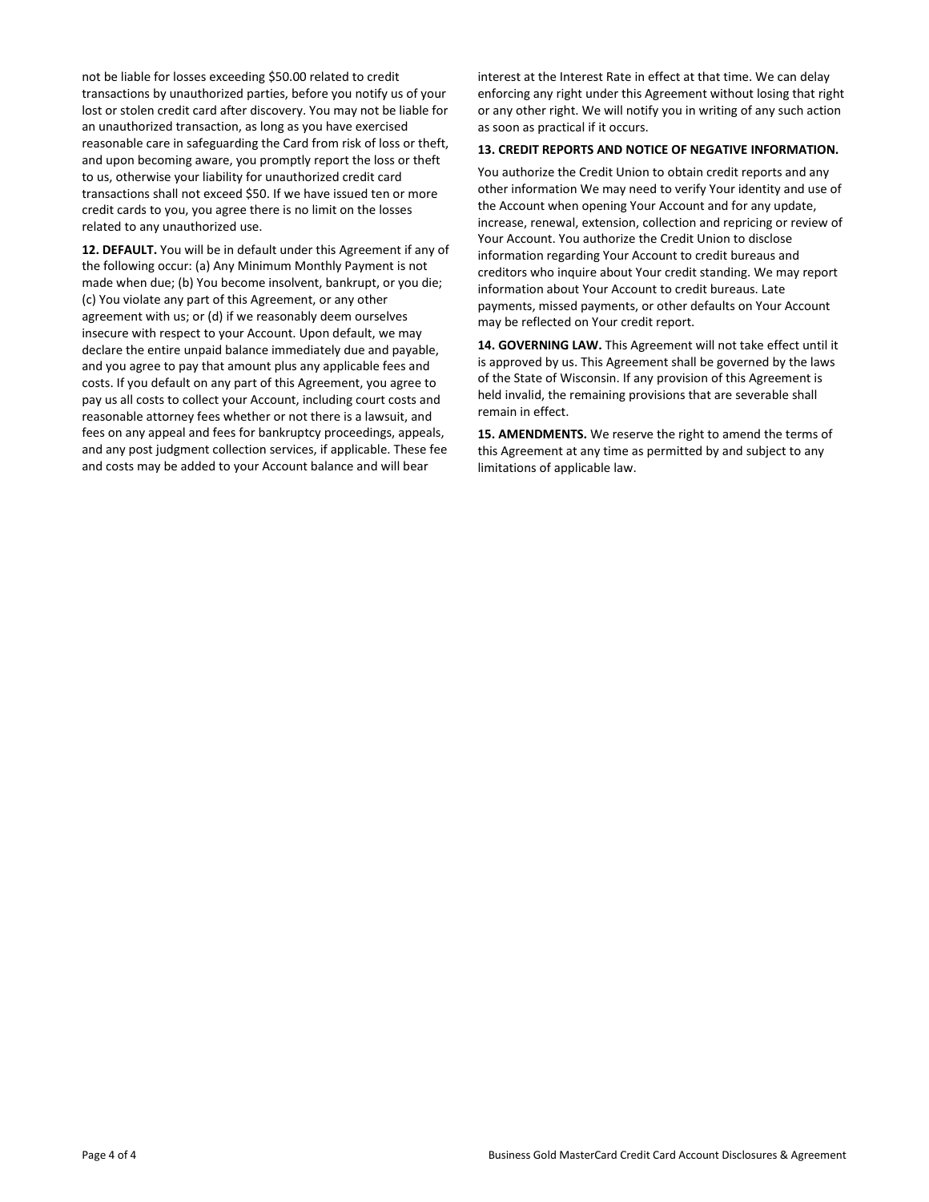not be liable for losses exceeding $50.00 related to credit transactions by unauthorized parties, before you notify us of your lost or stolen credit card after discovery. You may not be liable for an unauthorized transaction, as long as you have exercised reasonable care in safeguarding the Card from risk of loss or theft, and upon becoming aware, you promptly report the loss or theft to us, otherwise your liability for unauthorized credit card transactions shall not exceed $50. If we have issued ten or more credit cards to you, you agree there is no limit on the losses related to any unauthorized use.

**12. DEFAULT.** You will be in default under this Agreement if any of the following occur: (a) Any Minimum Monthly Payment is not made when due; (b) You become insolvent, bankrupt, or you die; (c) You violate any part of this Agreement, or any other agreement with us; or (d) if we reasonably deem ourselves insecure with respect to your Account. Upon default, we may declare the entire unpaid balance immediately due and payable, and you agree to pay that amount plus any applicable fees and costs. If you default on any part of this Agreement, you agree to pay us all costs to collect your Account, including court costs and reasonable attorney fees whether or not there is a lawsuit, and fees on any appeal and fees for bankruptcy proceedings, appeals, and any post judgment collection services, if applicable. These fee and costs may be added to your Account balance and will bear interest at the Interest Rate in effect at that time. We can delay enforcing any right under this Agreement without losing that right or any other right. We will notify you in writing of any such action as soon as practical if it occurs.

**13. CREDIT REPORTS AND NOTICE OF NEGATIVE INFORMATION.**

You authorize the Credit Union to obtain credit reports and any other information We may need to verify Your identity and use of the Account when opening Your Account and for any update, increase, renewal, extension, collection and repricing or review of Your Account. You authorize the Credit Union to disclose information regarding Your Account to credit bureaus and creditors who inquire about Your credit standing. We may report information about Your Account to credit bureaus. Late payments, missed payments, or other defaults on Your Account may be reflected on Your credit report.

**14. GOVERNING LAW.** This Agreement will not take effect until it is approved by us. This Agreement shall be governed by the laws of the State of Wisconsin. If any provision of this Agreement is held invalid, the remaining provisions that are severable shall remain in effect.

**15. AMENDMENTS.** We reserve the right to amend the terms of this Agreement at any time as permitted by and subject to any limitations of applicable law.